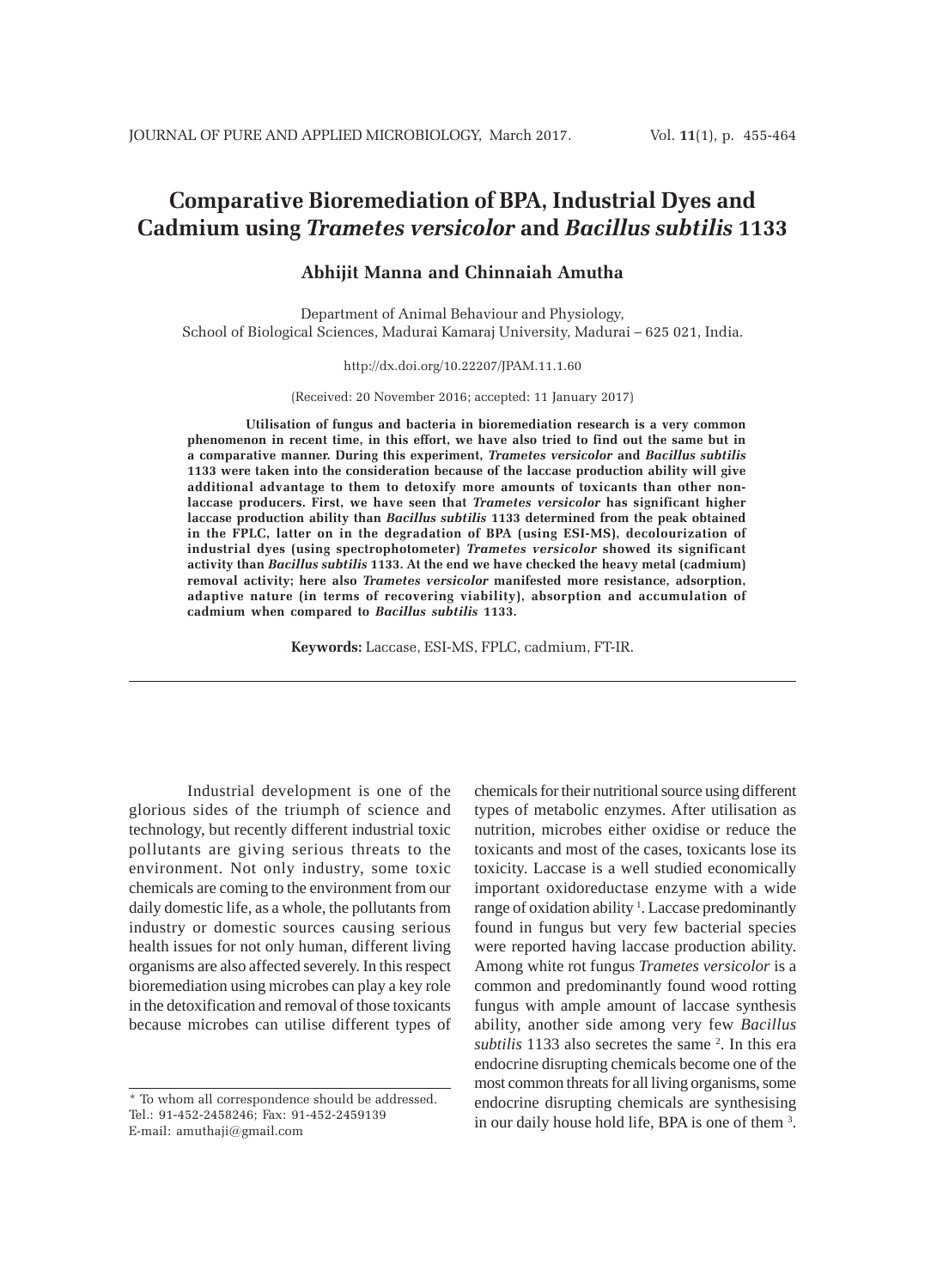# Comparative Bioremediation of BPA, Industrial Dyes and Cadmium using *Trametes versicolor* and *Bacillus subtilis* 1133

**Abhijit Manna and Chinnaiah Amutha**

Department of Animal Behaviour and Physiology,
School of Biological Sciences, Madurai Kamaraj University, Madurai – 625 021, India.

http://dx.doi.org/10.22207/JPAM.11.1.60

(Received: 20 November 2016; accepted: 11 January 2017)

**Utilisation of fungus and bacteria in bioremediation research is a very common phenomenon in recent time, in this effort, we have also tried to find out the same but in a comparative manner. During this experiment, *Trametes versicolor* and *Bacillus subtilis* 1133 were taken into the consideration because of the laccase production ability will give additional advantage to them to detoxify more amounts of toxicants than other non-laccase producers. First, we have seen that *Trametes versicolor* has significant higher laccase production ability than *Bacillus subtilis* 1133 determined from the peak obtained in the FPLC, latter on in the degradation of BPA (using ESI-MS), decolourization of industrial dyes (using spectrophotometer) *Trametes versicolor* showed its significant activity than *Bacillus subtilis* 1133. At the end we have checked the heavy metal (cadmium) removal activity; here also *Trametes versicolor* manifested more resistance, adsorption, adaptive nature (in terms of recovering viability), absorption and accumulation of cadmium when compared to *Bacillus subtilis* 1133.**

**Keywords:** Laccase, ESI-MS, FPLC, cadmium, FT-IR.

---

Industrial development is one of the glorious sides of the triumph of science and technology, but recently different industrial toxic pollutants are giving serious threats to the environment. Not only industry, some toxic chemicals are coming to the environment from our daily domestic life, as a whole, the pollutants from industry or domestic sources causing serious health issues for not only human, different living organisms are also affected severely. In this respect bioremediation using microbes can play a key role in the detoxification and removal of those toxicants because microbes can utilise different types of chemicals for their nutritional source using different types of metabolic enzymes. After utilisation as nutrition, microbes either oxidise or reduce the toxicants and most of the cases, toxicants lose its toxicity. Laccase is a well studied economically important oxidoreductase enzyme with a wide range of oxidation ability [1]. Laccase predominantly found in fungus but very few bacterial species were reported having laccase production ability. Among white rot fungus *Trametes versicolor* is a common and predominantly found wood rotting fungus with ample amount of laccase synthesis ability, another side among very few *Bacillus subtilis* 1133 also secretes the same [2]. In this era endocrine disrupting chemicals become one of the most common threats for all living organisms, some endocrine disrupting chemicals are synthesising in our daily house hold life, BPA is one of them [3].

---

\* To whom all correspondence should be addressed.
Tel.: 91-452-2458246; Fax: 91-452-2459139
E-mail: amuthaji@gmail.com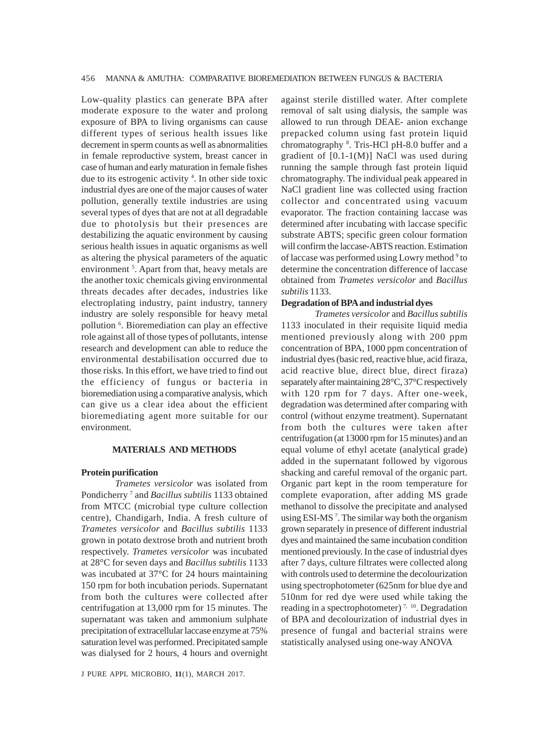Low-quality plastics can generate BPA after moderate exposure to the water and prolong exposure of BPA to living organisms can cause different types of serious health issues like decrement in sperm counts as well as abnormalities in female reproductive system, breast cancer in case of human and early maturation in female fishes due to its estrogenic activity [4]. In other side toxic industrial dyes are one of the major causes of water pollution, generally textile industries are using several types of dyes that are not at all degradable due to photolysis but their presences are destabilizing the aquatic environment by causing serious health issues in aquatic organisms as well as altering the physical parameters of the aquatic environment [5]. Apart from that, heavy metals are the another toxic chemicals giving environmental threats decades after decades, industries like electroplating industry, paint industry, tannery industry are solely responsible for heavy metal pollution [6]. Bioremediation can play an effective role against all of those types of pollutants, intense research and development can able to reduce the environmental destabilisation occurred due to those risks. In this effort, we have tried to find out the efficiency of fungus or bacteria in bioremediation using a comparative analysis, which can give us a clear idea about the efficient bioremediating agent more suitable for our environment.

## MATERIALS AND METHODS

### Protein purification

*Trametes versicolor* was isolated from Pondicherry [7] and *Bacillus subtilis* 1133 obtained from MTCC (microbial type culture collection centre), Chandigarh, India. A fresh culture of *Trametes versicolor* and *Bacillus subtilis* 1133 grown in potato dextrose broth and nutrient broth respectively. *Trametes versicolor* was incubated at 28°C for seven days and *Bacillus subtilis* 1133 was incubated at 37°C for 24 hours maintaining 150 rpm for both incubation periods. Supernatant from both the cultures were collected after centrifugation at 13,000 rpm for 15 minutes. The supernatant was taken and ammonium sulphate precipitation of extracellular laccase enzyme at 75% saturation level was performed. Precipitated sample was dialysed for 2 hours, 4 hours and overnight against sterile distilled water. After complete removal of salt using dialysis, the sample was allowed to run through DEAE- anion exchange prepacked column using fast protein liquid chromatography [8]. Tris-HCl pH-8.0 buffer and a gradient of [0.1-1(M)] NaCl was used during running the sample through fast protein liquid chromatography. The individual peak appeared in NaCl gradient line was collected using fraction collector and concentrated using vacuum evaporator. The fraction containing laccase was determined after incubating with laccase specific substrate ABTS; specific green colour formation will confirm the laccase-ABTS reaction. Estimation of laccase was performed using Lowry method [9] to determine the concentration difference of laccase obtained from *Trametes versicolor* and *Bacillus subtilis* 1133.

### Degradation of BPA and industrial dyes

*Trametes versicolor* and *Bacillus subtilis* 1133 inoculated in their requisite liquid media mentioned previously along with 200 ppm concentration of BPA, 1000 ppm concentration of industrial dyes (basic red, reactive blue, acid firaza, acid reactive blue, direct blue, direct firaza) separately after maintaining 28°C, 37°C respectively with 120 rpm for 7 days. After one-week, degradation was determined after comparing with control (without enzyme treatment). Supernatant from both the cultures were taken after centrifugation (at 13000 rpm for 15 minutes) and an equal volume of ethyl acetate (analytical grade) added in the supernatant followed by vigorous shacking and careful removal of the organic part. Organic part kept in the room temperature for complete evaporation, after adding MS grade methanol to dissolve the precipitate and analysed using ESI-MS [7]. The similar way both the organism grown separately in presence of different industrial dyes and maintained the same incubation condition mentioned previously. In the case of industrial dyes after 7 days, culture filtrates were collected along with controls used to determine the decolourization using spectrophotometer (625nm for blue dye and 510nm for red dye were used while taking the reading in a spectrophotometer) [7, 10]. Degradation of BPA and decolourization of industrial dyes in presence of fungal and bacterial strains were statistically analysed using one-way ANOVA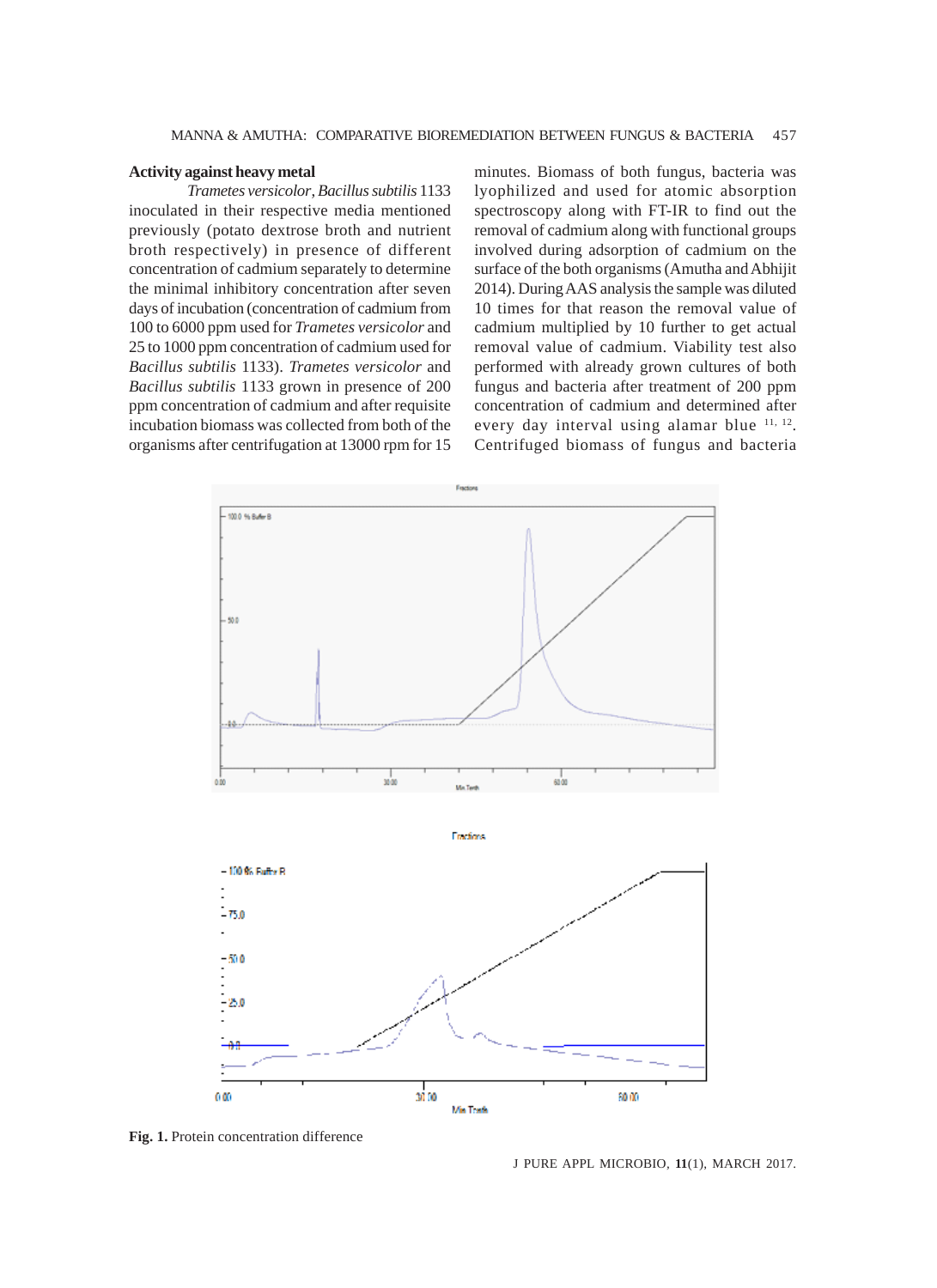### Activity against heavy metal

*Trametes versicolor*, *Bacillus subtilis* 1133 inoculated in their respective media mentioned previously (potato dextrose broth and nutrient broth respectively) in presence of different concentration of cadmium separately to determine the minimal inhibitory concentration after seven days of incubation (concentration of cadmium from 100 to 6000 ppm used for *Trametes versicolor* and 25 to 1000 ppm concentration of cadmium used for *Bacillus subtilis* 1133). *Trametes versicolor* and *Bacillus subtilis* 1133 grown in presence of 200 ppm concentration of cadmium and after requisite incubation biomass was collected from both of the organisms after centrifugation at 13000 rpm for 15 minutes. Biomass of both fungus, bacteria was lyophilized and used for atomic absorption spectroscopy along with FT-IR to find out the removal of cadmium along with functional groups involved during adsorption of cadmium on the surface of the both organisms (Amutha and Abhijit 2014). During AAS analysis the sample was diluted 10 times for that reason the removal value of cadmium multiplied by 10 further to get actual removal value of cadmium. Viability test also performed with already grown cultures of both fungus and bacteria after treatment of 200 ppm concentration of cadmium and determined after every day interval using alamar blue [11, 12]. Centrifuged biomass of fungus and bacteria

**Fig. 1.** Protein concentration difference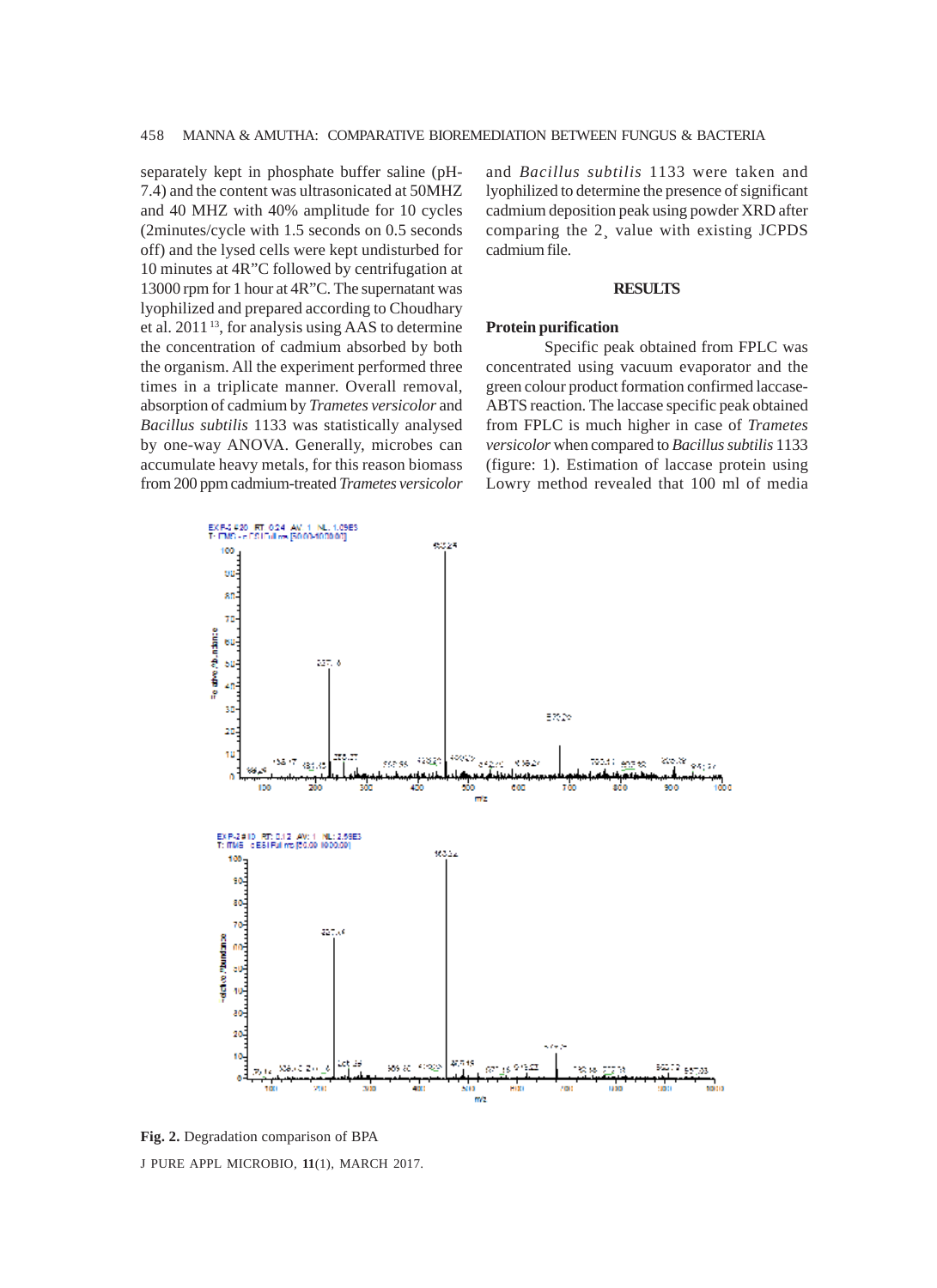separately kept in phosphate buffer saline (pH-7.4) and the content was ultrasonicated at 50MHZ and 40 MHZ with 40% amplitude for 10 cycles (2minutes/cycle with 1.5 seconds on 0.5 seconds off) and the lysed cells were kept undisturbed for 10 minutes at 4R"C followed by centrifugation at 13000 rpm for 1 hour at 4R"C. The supernatant was lyophilized and prepared according to Choudhary et al. 2011 [13], for analysis using AAS to determine the concentration of cadmium absorbed by both the organism. All the experiment performed three times in a triplicate manner. Overall removal, absorption of cadmium by *Trametes versicolor* and *Bacillus subtilis* 1133 was statistically analysed by one-way ANOVA. Generally, microbes can accumulate heavy metals, for this reason biomass from 200 ppm cadmium-treated *Trametes versicolor* and *Bacillus subtilis* 1133 were taken and lyophilized to determine the presence of significant cadmium deposition peak using powder XRD after comparing the 2¸ value with existing JCPDS cadmium file.

## RESULTS

### Protein purification

Specific peak obtained from FPLC was concentrated using vacuum evaporator and the green colour product formation confirmed laccase-ABTS reaction. The laccase specific peak obtained from FPLC is much higher in case of *Trametes versicolor* when compared to *Bacillus subtilis* 1133 (figure: 1). Estimation of laccase protein using Lowry method revealed that 100 ml of media

**Fig. 2.** Degradation comparison of BPA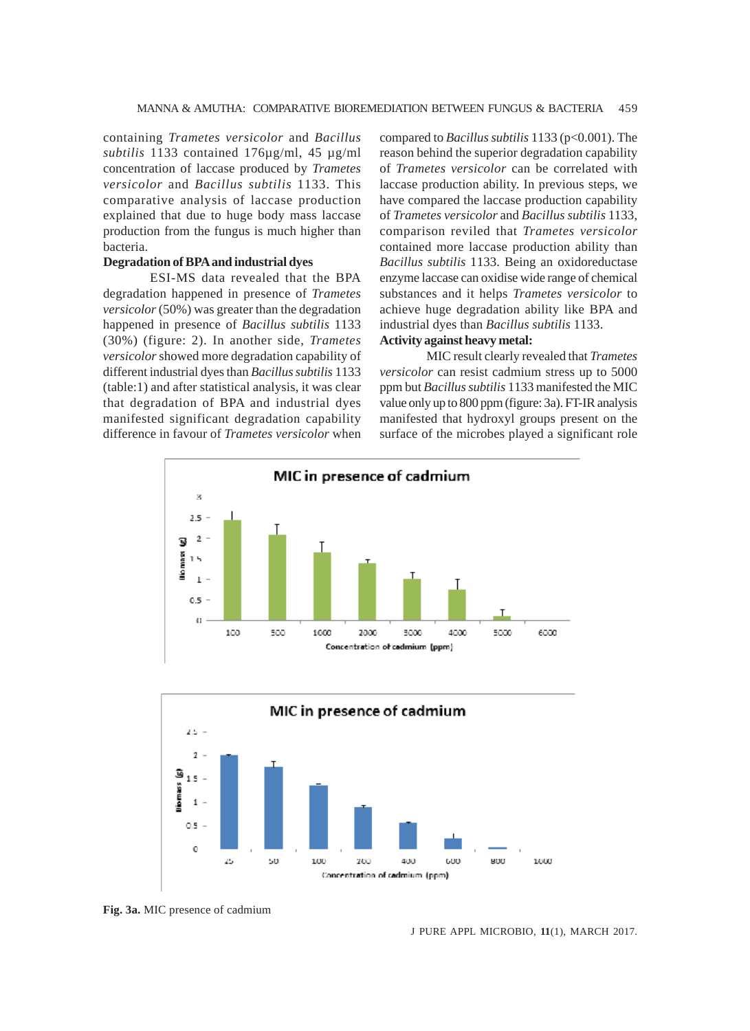containing *Trametes versicolor* and *Bacillus subtilis* 1133 contained 176µg/ml, 45 µg/ml concentration of laccase produced by *Trametes versicolor* and *Bacillus subtilis* 1133. This comparative analysis of laccase production explained that due to huge body mass laccase production from the fungus is much higher than bacteria.

**Degradation of BPA and industrial dyes**

ESI-MS data revealed that the BPA degradation happened in presence of *Trametes versicolor* (50%) was greater than the degradation happened in presence of *Bacillus subtilis* 1133 (30%) (figure: 2). In another side, *Trametes versicolor* showed more degradation capability of different industrial dyes than *Bacillus subtilis* 1133 (table:1) and after statistical analysis, it was clear that degradation of BPA and industrial dyes manifested significant degradation capability difference in favour of *Trametes versicolor* when compared to *Bacillus subtilis* 1133 ($p<0.001$). The reason behind the superior degradation capability of *Trametes versicolor* can be correlated with laccase production ability. In previous steps, we have compared the laccase production capability of *Trametes versicolor* and *Bacillus subtilis* 1133, comparison reviled that *Trametes versicolor* contained more laccase production ability than *Bacillus subtilis* 1133. Being an oxidoreductase enzyme laccase can oxidise wide range of chemical substances and it helps *Trametes versicolor* to achieve huge degradation ability like BPA and industrial dyes than *Bacillus subtilis* 1133.

**Activity against heavy metal:**

MIC result clearly revealed that *Trametes versicolor* can resist cadmium stress up to 5000 ppm but *Bacillus subtilis* 1133 manifested the MIC value only up to 800 ppm (figure: 3a). FT-IR analysis manifested that hydroxyl groups present on the surface of the microbes played a significant role

**Fig. 3a.** MIC presence of cadmium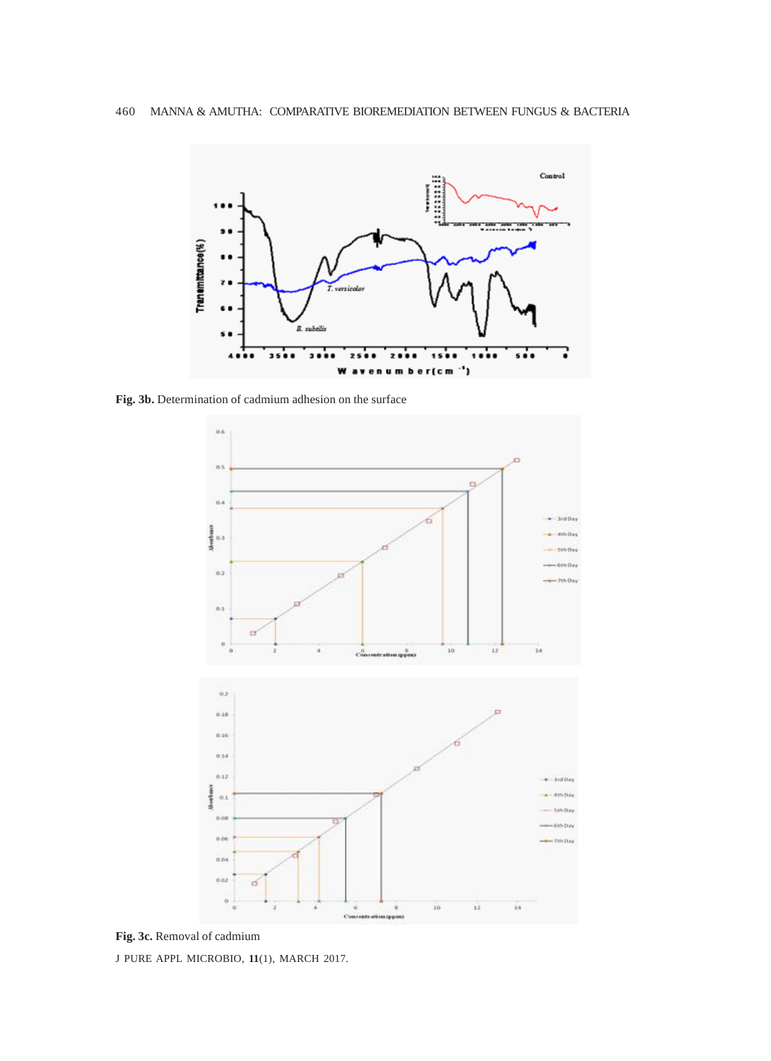**Fig. 3b.** Determination of cadmium adhesion on the surface

**Fig. 3c.** Removal of cadmium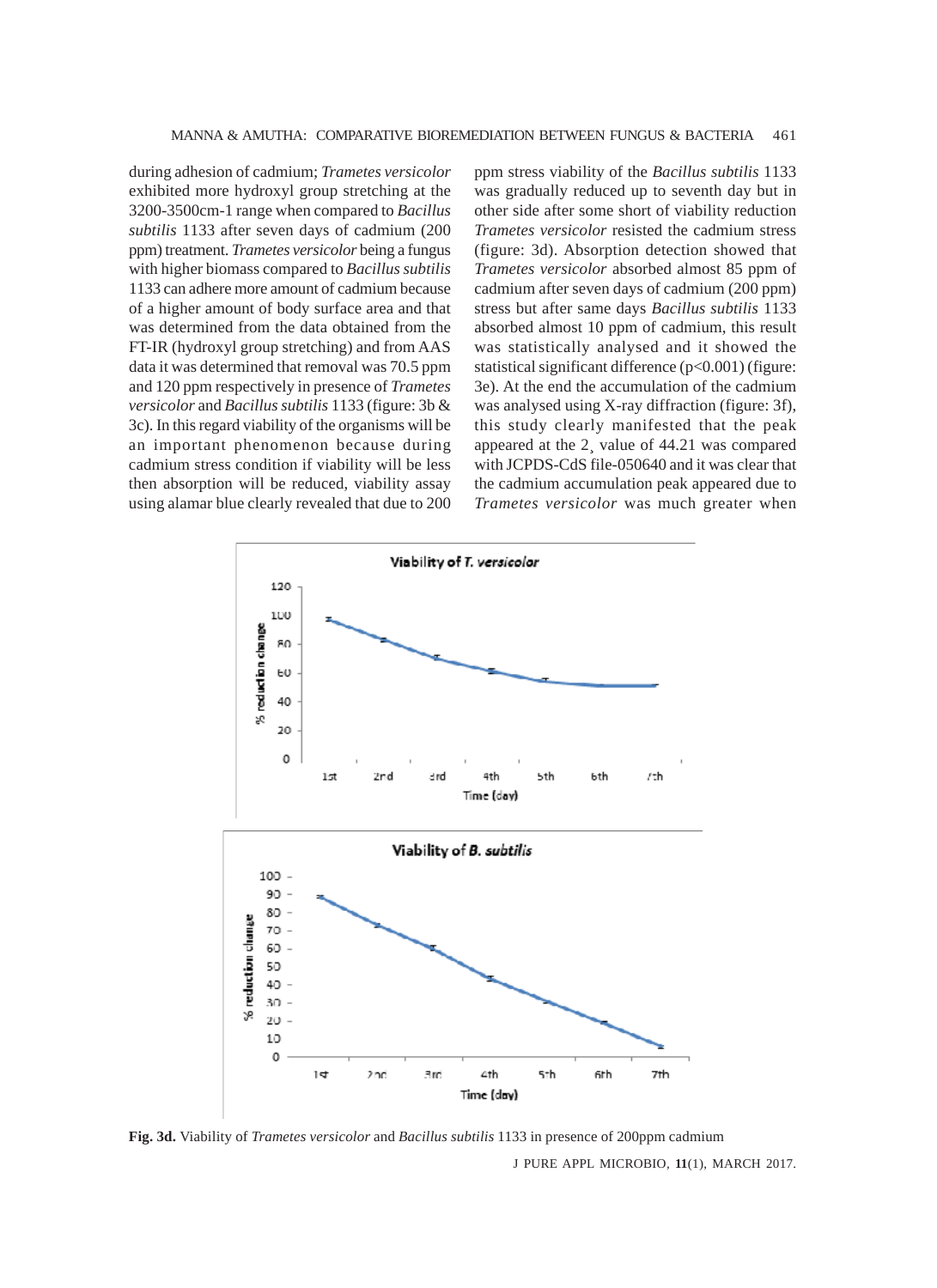during adhesion of cadmium; *Trametes versicolor* exhibited more hydroxyl group stretching at the 3200-3500cm-1 range when compared to *Bacillus subtilis* 1133 after seven days of cadmium (200 ppm) treatment. *Trametes versicolor* being a fungus with higher biomass compared to *Bacillus subtilis* 1133 can adhere more amount of cadmium because of a higher amount of body surface area and that was determined from the data obtained from the FT-IR (hydroxyl group stretching) and from AAS data it was determined that removal was 70.5 ppm and 120 ppm respectively in presence of *Trametes versicolor* and *Bacillus subtilis* 1133 (figure: 3b & 3c). In this regard viability of the organisms will be an important phenomenon because during cadmium stress condition if viability will be less then absorption will be reduced, viability assay using alamar blue clearly revealed that due to 200 ppm stress viability of the *Bacillus subtilis* 1133 was gradually reduced up to seventh day but in other side after some short of viability reduction *Trametes versicolor* resisted the cadmium stress (figure: 3d). Absorption detection showed that *Trametes versicolor* absorbed almost 85 ppm of cadmium after seven days of cadmium (200 ppm) stress but after same days *Bacillus subtilis* 1133 absorbed almost 10 ppm of cadmium, this result was statistically analysed and it showed the statistical significant difference ($p<0.001$) (figure: 3e). At the end the accumulation of the cadmium was analysed using X-ray diffraction (figure: 3f), this study clearly manifested that the peak appeared at the 2¸ value of 44.21 was compared with JCPDS-CdS file-050640 and it was clear that the cadmium accumulation peak appeared due to *Trametes versicolor* was much greater when

**Fig. 3d.** Viability of *Trametes versicolor* and *Bacillus subtilis* 1133 in presence of 200ppm cadmium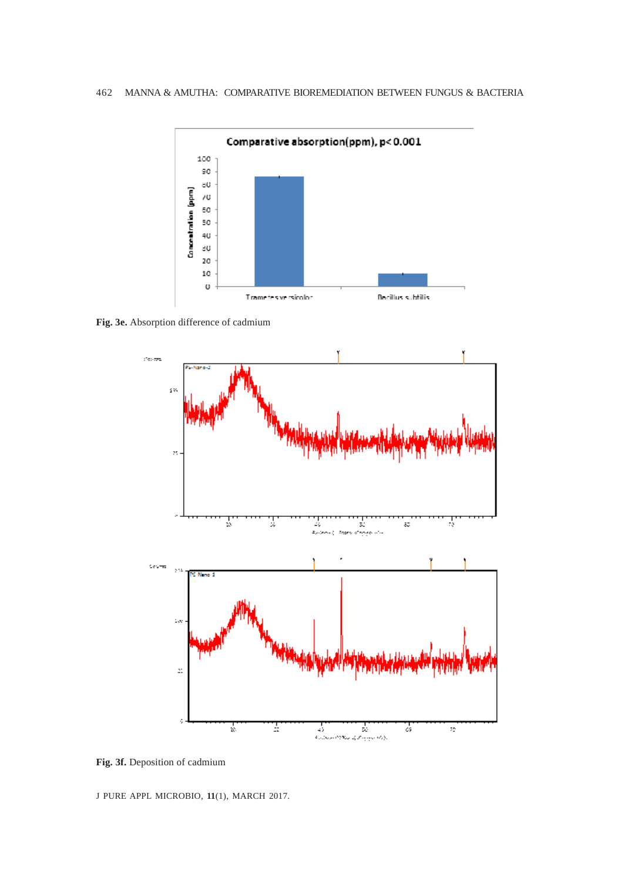Fig. 3e. Absorption difference of cadmium

Fig. 3f. Deposition of cadmium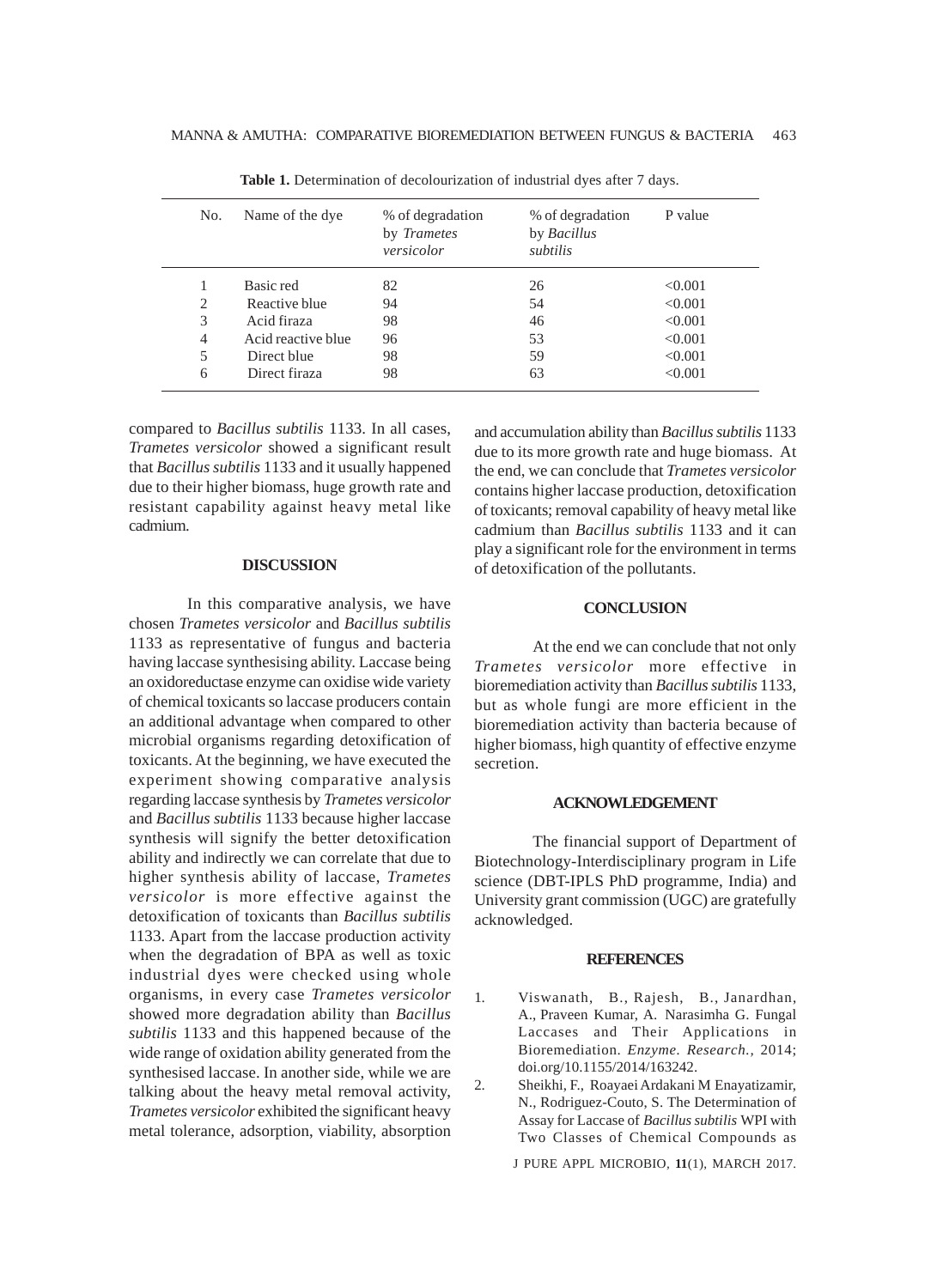**Table 1.** Determination of decolourization of industrial dyes after 7 days.

| No. | Name of the dye | % of degradation by *Trametes versicolor* | % of degradation by *Bacillus subtilis* | P value |
|---|---|---|---|---|
| 1 | Basic red | 82 | 26 | <0.001 |
| 2 | Reactive blue | 94 | 54 | <0.001 |
| 3 | Acid firaza | 98 | 46 | <0.001 |
| 4 | Acid reactive blue | 96 | 53 | <0.001 |
| 5 | Direct blue | 98 | 59 | <0.001 |
| 6 | Direct firaza | 98 | 63 | <0.001 |

compared to *Bacillus subtilis* 1133. In all cases, *Trametes versicolor* showed a significant result that *Bacillus subtilis* 1133 and it usually happened due to their higher biomass, huge growth rate and resistant capability against heavy metal like cadmium.

## DISCUSSION

In this comparative analysis, we have chosen *Trametes versicolor* and *Bacillus subtilis* 1133 as representative of fungus and bacteria having laccase synthesising ability. Laccase being an oxidoreductase enzyme can oxidise wide variety of chemical toxicants so laccase producers contain an additional advantage when compared to other microbial organisms regarding detoxification of toxicants. At the beginning, we have executed the experiment showing comparative analysis regarding laccase synthesis by *Trametes versicolor* and *Bacillus subtilis* 1133 because higher laccase synthesis will signify the better detoxification ability and indirectly we can correlate that due to higher synthesis ability of laccase, *Trametes versicolor* is more effective against the detoxification of toxicants than *Bacillus subtilis* 1133. Apart from the laccase production activity when the degradation of BPA as well as toxic industrial dyes were checked using whole organisms, in every case *Trametes versicolor* showed more degradation ability than *Bacillus subtilis* 1133 and this happened because of the wide range of oxidation ability generated from the synthesised laccase. In another side, while we are talking about the heavy metal removal activity, *Trametes versicolor* exhibited the significant heavy metal tolerance, adsorption, viability, absorption and accumulation ability than *Bacillus subtilis* 1133 due to its more growth rate and huge biomass. At the end, we can conclude that *Trametes versicolor* contains higher laccase production, detoxification of toxicants; removal capability of heavy metal like cadmium than *Bacillus subtilis* 1133 and it can play a significant role for the environment in terms of detoxification of the pollutants.

## CONCLUSION

At the end we can conclude that not only *Trametes versicolor* more effective in bioremediation activity than *Bacillus subtilis* 1133, but as whole fungi are more efficient in the bioremediation activity than bacteria because of higher biomass, high quantity of effective enzyme secretion.

## ACKNOWLEDGEMENT

The financial support of Department of Biotechnology-Interdisciplinary program in Life science (DBT-IPLS PhD programme, India) and University grant commission (UGC) are gratefully acknowledged.

## REFERENCES

1. Viswanath, B., Rajesh, B., Janardhan, A., Praveen Kumar, A. Narasimha G. Fungal Laccases and Their Applications in Bioremediation. *Enzyme. Research.*, 2014; doi.org/10.1155/2014/163242.
2. Sheikhi, F., Roayaei Ardakani M Enayatizamir, N., Rodriguez-Couto, S. The Determination of Assay for Laccase of *Bacillus subtilis* WPI with Two Classes of Chemical Compounds as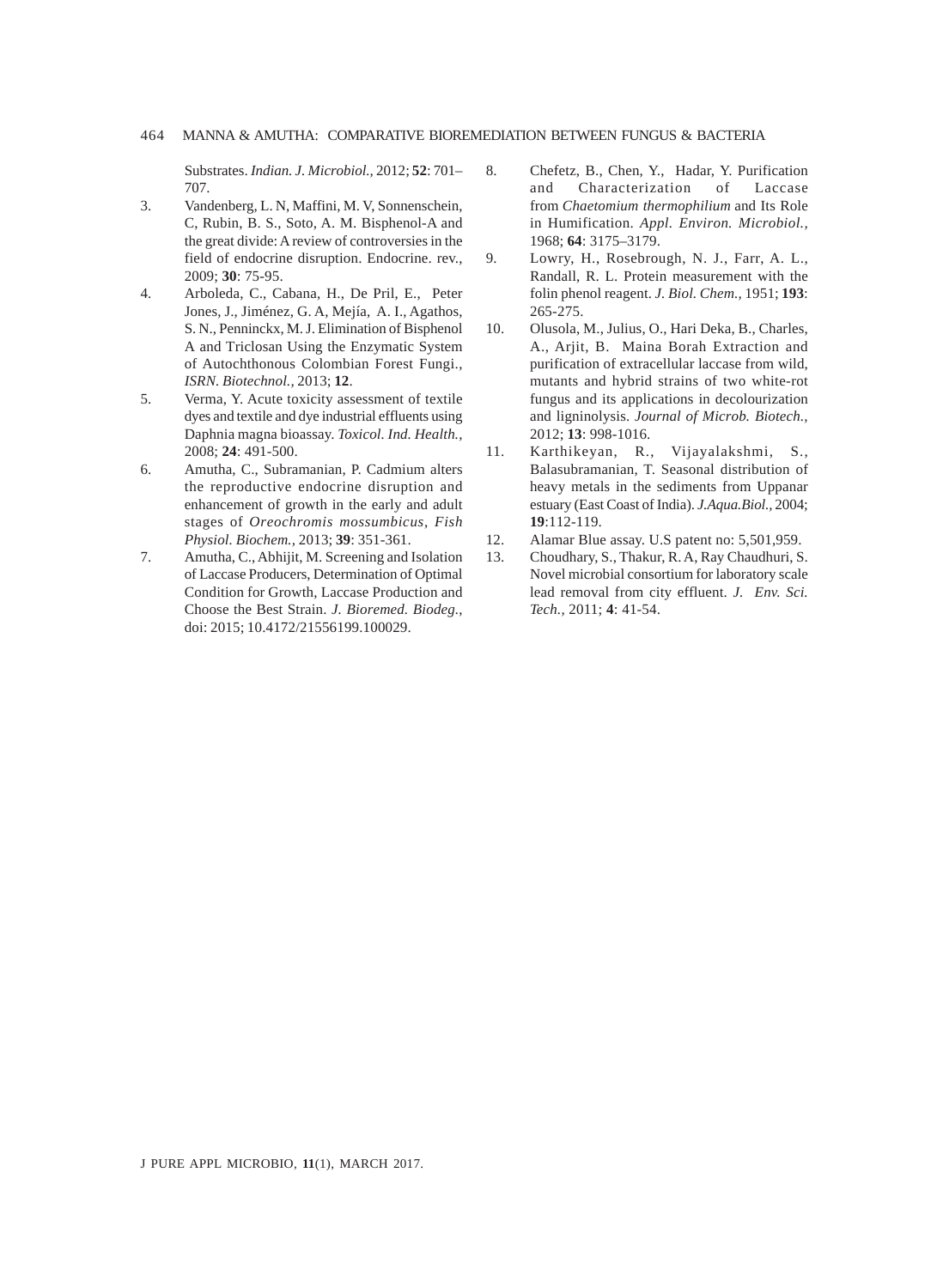Substrates. *Indian. J. Microbiol.,* 2012; **52**: 701–707.

3. Vandenberg, L. N, Maffini, M. V, Sonnenschein, C, Rubin, B. S., Soto, A. M. Bisphenol-A and the great divide: A review of controversies in the field of endocrine disruption. Endocrine. rev., 2009; **30**: 75-95.
4. Arboleda, C., Cabana, H., De Pril, E., Peter Jones, J., Jiménez, G. A, Mejía, A. I., Agathos, S. N., Penninckx, M. J. Elimination of Bisphenol A and Triclosan Using the Enzymatic System of Autochthonous Colombian Forest Fungi., *ISRN. Biotechnol.,* 2013; **12**.
5. Verma, Y. Acute toxicity assessment of textile dyes and textile and dye industrial effluents using Daphnia magna bioassay. *Toxicol. Ind. Health.,* 2008; **24**: 491-500.
6. Amutha, C., Subramanian, P. Cadmium alters the reproductive endocrine disruption and enhancement of growth in the early and adult stages of *Oreochromis mossumbicus*, *Fish Physiol. Biochem.,* 2013; **39**: 351-361.
7. Amutha, C., Abhijit, M. Screening and Isolation of Laccase Producers, Determination of Optimal Condition for Growth, Laccase Production and Choose the Best Strain. *J. Bioremed. Biodeg.,* doi: 2015; 10.4172/21556199.100029.
8. Chefetz, B., Chen, Y., Hadar, Y. Purification and Characterization of Laccase from *Chaetomium thermophilium* and Its Role in Humification. *Appl. Environ. Microbiol.,* 1968; **64**: 3175–3179.
9. Lowry, H., Rosebrough, N. J., Farr, A. L., Randall, R. L. Protein measurement with the folin phenol reagent. *J. Biol. Chem.,* 1951; **193**: 265-275.
10. Olusola, M., Julius, O., Hari Deka, B., Charles, A., Arjit, B. Maina Borah Extraction and purification of extracellular laccase from wild, mutants and hybrid strains of two white-rot fungus and its applications in decolourization and ligninolysis. *Journal of Microb. Biotech.,* 2012; **13**: 998-1016.
11. Karthikeyan, R., Vijayalakshmi, S., Balasubramanian, T. Seasonal distribution of heavy metals in the sediments from Uppanar estuary (East Coast of India). *J.Aqua.Biol.,* 2004; **19**:112-119.
12. Alamar Blue assay. U.S patent no: 5,501,959.
13. Choudhary, S., Thakur, R. A, Ray Chaudhuri, S. Novel microbial consortium for laboratory scale lead removal from city effluent. *J. Env. Sci. Tech.,* 2011; **4**: 41-54.